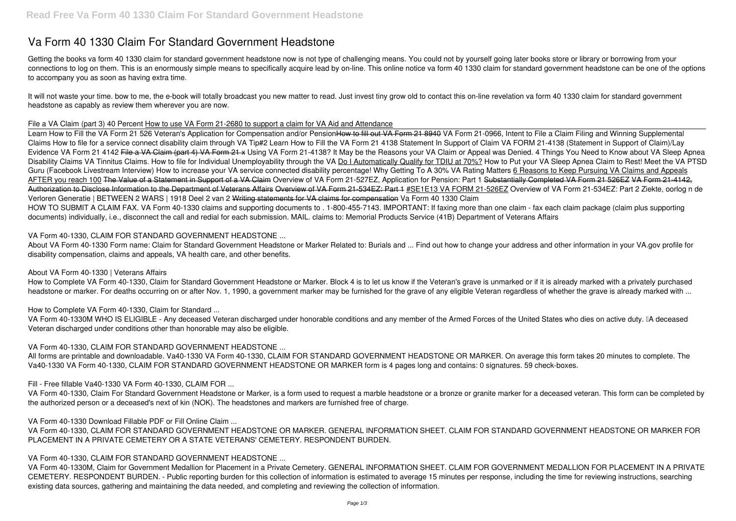# Va Form 40 1330 Claim For Standard Government Headstone

Getting the books va form 40 1330 claim for standard government headstone now is not type of challenging means. You could not by yourself going later books store or library or borrowing from your connections to log on them. This is an enormously simple means to specifically acquire lead by on-line. This online notice va form 40 1330 claim for standard government headstone can be one of the options to accompany you as soon as having extra time.

It will not waste your time. bow to me, the e-book will totally broadcast you new matter to read. Just invest tiny grow old to contact this on-line revelation va form 40 1330 claim for standard government headstone as capably as review them wherever you are now.

### File a VA Claim (part 3) 40 Percent How to use VA Form 21-2680 to support a claim for VA Aid and Attendance

Learn How to Fill the VA Form 21 526 Veteran's Application for Compensation and/or Pension How to fill out VA Form 21 8940 VA Form 21-0966, Intent to File a Claim Filing and Winning Supplemental Claims How to file for a service connect disability claim through VA Tip#2 Learn How to Fill the VA Form 21 4138 Statement In Support of Claim VA FORM 21-4138 (Statement in Support of Claim)/Lay Evidence VA Form 21 4142 File a VA Claim (part 4) VA Form 21-x Using VA Form 21-4138? It May be the Reasons your VA Claim or Appeal was Denied. 4 Things You Need to Know about VA Sleep Apnea Disability Claims VA Tinnitus Claims. How to file for Individual Unemployability through the VA Do I Automatically Qualify for TDIU at 70%? How to Put your VA Sleep Apnea Claim to Rest! Meet the VA PTSD Guru (Facebook Livestream Interview) How to increase your VA service connected disability percentage! Why Getting To A 30% VA Rating Matters 6 Reasons to Keep Pursuing VA Claims and Appeals AFTER you reach 100 The Value of a Statement in Support of a VA Claim Overview of VA Form 21-527EZ, Application for Pension: Part 1 Substantially Completed VA Form 21 526EZ VA Form 21-4142, Authorization to Disclose Information to the Department of Veterans Affairs Overview of VA Form 21-534EZ: Part 1 #SE1E13 VA FORM 21-526EZ Overview of VA Form 21-534EZ: Part 2 Ziekte, oorlog n de Verloren Generatie | BETWEEN 2 WARS | 1918 Deel 2 van 2 Writing statements for VA claims for compensation Va Form 40 1330 Claim

HOW TO SUBMIT A CLAIM FAX. VA Form 40-1330 claims and supporting documents to . 1-800-455-7143. IMPORTANT: If faxing more than one claim - fax each claim package (claim plus supporting documents) individually, i.e., disconnect the call and redial for each submission. MAIL. claims to: Memorial Products Service (41B) Department of Veterans Affairs

### VA Form 40-1330, CLAIM FOR STANDARD GOVERNMENT HEADSTONE ...

About VA Form 40-1330 Form name: Claim for Standard Government Headstone or Marker Related to: Burials and ... Find out how to change your address and other information in your VA.gov profile for disability compensation, claims and appeals, VA health care, and other benefits.

### About VA Form 40-1330 | Veterans Affairs

How to Complete VA Form 40-1330, Claim for Standard Government Headstone or Marker. Block 4 is to let us know if the Veteran's grave is unmarked or if it is already marked with a privately purchased headstone or marker. For deaths occurring on or after Nov. 1, 1990, a government marker may be furnished for the grave of any eligible Veteran regardless of whether the grave is already marked with ...

### How to Complete VA Form 40-1330, Claim for Standard ...

VA Form 40-1330M WHO IS ELIGIBLE - Any deceased Veteran discharged under honorable conditions and any member of the Armed Forces of the United States who dies on active duty. A deceased Veteran discharged under conditions other than honorable may also be eligible.

### VA Form 40-1330, CLAIM FOR STANDARD GOVERNMENT HEADSTONE ...

All forms are printable and downloadable. Va40-1330 VA Form 40-1330, CLAIM FOR STANDARD GOVERNMENT HEADSTONE OR MARKER. On average this form takes 20 minutes to complete. The Va40-1330 VA Form 40-1330, CLAIM FOR STANDARD GOVERNMENT HEADSTONE OR MARKER form is 4 pages long and contains: 0 signatures. 59 check-boxes.

### Fill - Free fillable Va40-1330 VA Form 40-1330, CLAIM FOR ...

VA Form 40-1330, Claim For Standard Government Headstone or Marker, is a form used to request a marble headstone or a bronze or granite marker for a deceased veteran. This form can be completed by the authorized person or a deceased's next of kin (NOK). The headstones and markers are furnished free of charge.

### VA Form 40-1330 Download Fillable PDF or Fill Online Claim ...

VA Form 40-1330, CLAIM FOR STANDARD GOVERNMENT HEADSTONE OR MARKER. GENERAL INFORMATION SHEET. CLAIM FOR STANDARD GOVERNMENT HEADSTONE OR MARKER FOR PLACEMENT IN A PRIVATE CEMETERY OR A STATE VETERANS' CEMETERY. RESPONDENT BURDEN.

### VA Form 40-1330, CLAIM FOR STANDARD GOVERNMENT HEADSTONE ...

VA Form 40-1330M, Claim for Government Medallion for Placement in a Private Cemetery. GENERAL INFORMATION SHEET. CLAIM FOR GOVERNMENT MEDALLION FOR PLACEMENT IN A PRIVATE CEMETERY. RESPONDENT BURDEN. - Public reporting burden for this collection of information is estimated to average 15 minutes per response, including the time for reviewing instructions, searching existing data sources, gathering and maintaining the data needed, and completing and reviewing the collection of information.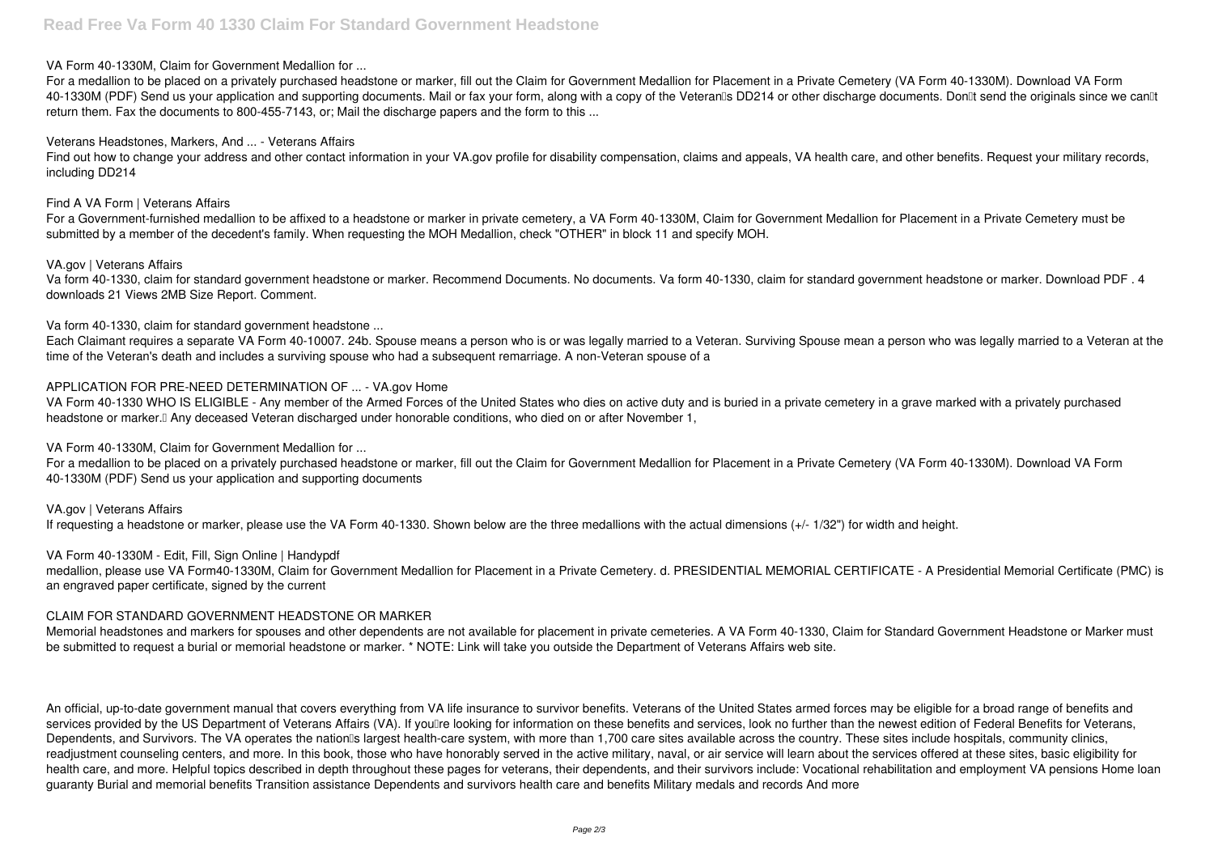**VA Form 40-1330M, Claim for Government Medallion for ...**

For a medallion to be placed on a privately purchased headstone or marker, fill out the Claim for Government Medallion for Placement in a Private Cemetery (VA Form 40-1330M). Download VA Form 40-1330M (PDF) Send us your application and supporting documents. Mail or fax your form, along with a copy of the Veteran's DD214 or other discharge documents. Don't send the originals since we can't return them. Fax the documents to 800-455-7143, or; Mail the discharge papers and the form to this ...

**Veterans Headstones, Markers, And ... - Veterans Affairs**

Find out how to change your address and other contact information in your VA.gov profile for disability compensation, claims and appeals, VA health care, and other benefits. Request your military records, including DD214

**Find A VA Form | Veterans Affairs**

For a Government-furnished medallion to be affixed to a headstone or marker in private cemetery, a VA Form 40-1330M, Claim for Government Medallion for Placement in a Private Cemetery must be submitted by a member of the decedent's family. When requesting the MOH Medallion, check "OTHER" in block 11 and specify MOH.

**VA.gov | Veterans Affairs**

Va form 40-1330, claim for standard government headstone or marker. Recommend Documents. No documents. Va form 40-1330, claim for standard government headstone or marker. Download PDF . 4 downloads 21 Views 2MB Size Report. Comment.

**Va form 40-1330, claim for standard government headstone ...**

Each Claimant requires a separate VA Form 40-10007. 24b. Spouse means a person who is or was legally married to a Veteran. Surviving Spouse mean a person who was legally married to a Veteran at the time of the Veteran's death and includes a surviving spouse who had a subsequent remarriage. A non-Veteran spouse of a

**APPLICATION FOR PRE-NEED DETERMINATION OF ... - VA.gov Home**

VA Form 40-1330 WHO IS ELIGIBLE - Any member of the Armed Forces of the United States who dies on active duty and is buried in a private cemetery in a grave marked with a privately purchased headstone or marker.' Any deceased Veteran discharged under honorable conditions, who died on or after November 1,

**VA Form 40-1330M, Claim for Government Medallion for ...**

For a medallion to be placed on a privately purchased headstone or marker, fill out the Claim for Government Medallion for Placement in a Private Cemetery (VA Form 40-1330M). Download VA Form 40-1330M (PDF) Send us your application and supporting documents

**VA.gov | Veterans Affairs**

If requesting a headstone or marker, please use the VA Form 40-1330. Shown below are the three medallions with the actual dimensions (+/- 1/32") for width and height.

**VA Form 40-1330M - Edit, Fill, Sign Online | Handypdf**

medallion, please use VA Form40-1330M, Claim for Government Medallion for Placement in a Private Cemetery. d. PRESIDENTIAL MEMORIAL CERTIFICATE - A Presidential Memorial Certificate (PMC) is an engraved paper certificate, signed by the current

**CLAIM FOR STANDARD GOVERNMENT HEADSTONE OR MARKER**

Memorial headstones and markers for spouses and other dependents are not available for placement in private cemeteries. A VA Form 40-1330, Claim for Standard Government Headstone or Marker must be submitted to request a burial or memorial headstone or marker. * NOTE: Link will take you outside the Department of Veterans Affairs web site.

An official, up-to-date government manual that covers everything from VA life insurance to survivor benefits. Veterans of the United States armed forces may be eligible for a broad range of benefits and services provided by the US Department of Veterans Affairs (VA). If you're looking for information on these benefits and services, look no further than the newest edition of Federal Benefits for Veterans, Dependents, and Survivors. The VA operates the nation's largest health-care system, with more than 1,700 care sites available across the country. These sites include hospitals, community clinics, readjustment counseling centers, and more. In this book, those who have honorably served in the active military, naval, or air service will learn about the services offered at these sites, basic eligibility for health care, and more. Helpful topics described in depth throughout these pages for veterans, their dependents, and their survivors include: Vocational rehabilitation and employment VA pensions Home loan guaranty Burial and memorial benefits Transition assistance Dependents and survivors health care and benefits Military medals and records And more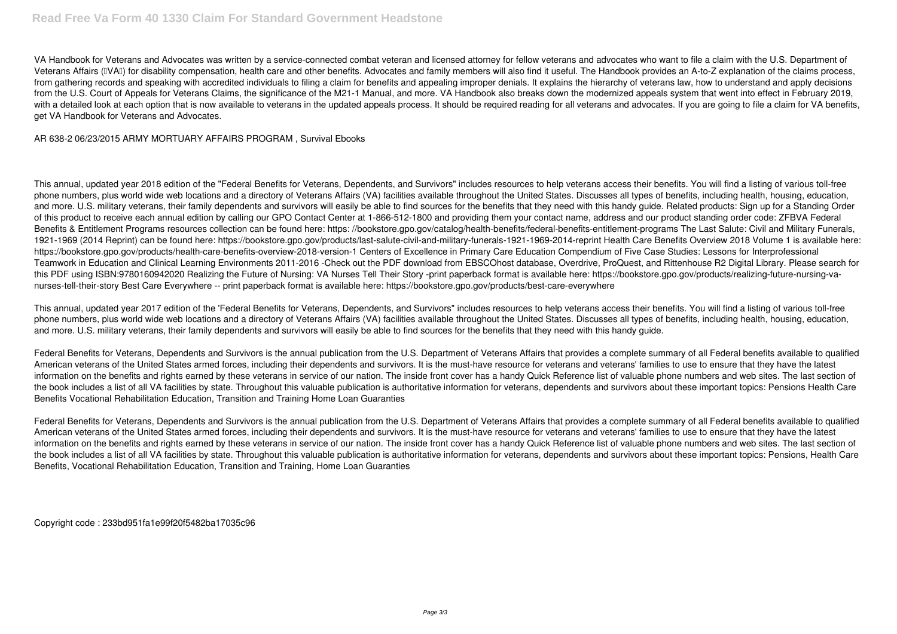VA Handbook for Veterans and Advocates was written by a service-connected combat veteran and licensed attorney for fellow veterans and advocates who want to file a claim with the U.S. Department of Veterans Affairs ("VA") for disability compensation, health care and other benefits. Advocates and family members will also find it useful. The Handbook provides an A-to-Z explanation of the claims process, from gathering records and speaking with accredited individuals to filing a claim for benefits and appealing improper denials. It explains the hierarchy of veterans law, how to understand and apply decisions from the U.S. Court of Appeals for Veterans Claims, the significance of the M21-1 Manual, and more. VA Handbook also breaks down the modernized appeals system that went into effect in February 2019, with a detailed look at each option that is now available to veterans in the updated appeals process. It should be required reading for all veterans and advocates. If you are going to file a claim for VA benefits, get VA Handbook for Veterans and Advocates.

AR 638-2 06/23/2015 ARMY MORTUARY AFFAIRS PROGRAM , Survival Ebooks

This annual, updated year 2018 edition of the "Federal Benefits for Veterans, Dependents, and Survivors" includes resources to help veterans access their benefits. You will find a listing of various toll-free phone numbers, plus world wide web locations and a directory of Veterans Affairs (VA) facilities available throughout the United States. Discusses all types of benefits, including health, housing, education, and more. U.S. military veterans, their family dependents and survivors will easily be able to find sources for the benefits that they need with this handy guide. Related products: Sign up for a Standing Order of this product to receive each annual edition by calling our GPO Contact Center at 1-866-512-1800 and providing them your contact name, address and our product standing order code: ZFBVA Federal Benefits & Entitlement Programs resources collection can be found here: https: //bookstore.gpo.gov/catalog/health-benefits/federal-benefits-entitlement-programs The Last Salute: Civil and Military Funerals, 1921-1969 (2014 Reprint) can be found here: https://bookstore.gpo.gov/products/last-salute-civil-and-military-funerals-1921-1969-2014-reprint Health Care Benefits Overview 2018 Volume 1 is available here: https://bookstore.gpo.gov/products/health-care-benefits-overview-2018-version-1 Centers of Excellence in Primary Care Education Compendium of Five Case Studies: Lessons for Interprofessional Teamwork in Education and Clinical Learning Environments 2011-2016 -Check out the PDF download from EBSCOhost database, Overdrive, ProQuest, and Rittenhouse R2 Digital Library. Please search for this PDF using ISBN:9780160942020 Realizing the Future of Nursing: VA Nurses Tell Their Story -print paperback format is available here: https://bookstore.gpo.gov/products/realizing-future-nursing-va-nurses-tell-their-story Best Care Everywhere -- print paperback format is available here: https://bookstore.gpo.gov/products/best-care-everywhere

This annual, updated year 2017 edition of the 'Federal Benefits for Veterans, Dependents, and Survivors" includes resources to help veterans access their benefits. You will find a listing of various toll-free phone numbers, plus world wide web locations and a directory of Veterans Affairs (VA) facilities available throughout the United States. Discusses all types of benefits, including health, housing, education, and more. U.S. military veterans, their family dependents and survivors will easily be able to find sources for the benefits that they need with this handy guide.

Federal Benefits for Veterans, Dependents and Survivors is the annual publication from the U.S. Department of Veterans Affairs that provides a complete summary of all Federal benefits available to qualified American veterans of the United States armed forces, including their dependents and survivors. It is the must-have resource for veterans and veterans' families to use to ensure that they have the latest information on the benefits and rights earned by these veterans in service of our nation. The inside front cover has a handy Quick Reference list of valuable phone numbers and web sites. The last section of the book includes a list of all VA facilities by state. Throughout this valuable publication is authoritative information for veterans, dependents and survivors about these important topics: Pensions Health Care Benefits Vocational Rehabilitation Education, Transition and Training Home Loan Guaranties

Federal Benefits for Veterans, Dependents and Survivors is the annual publication from the U.S. Department of Veterans Affairs that provides a complete summary of all Federal benefits available to qualified American veterans of the United States armed forces, including their dependents and survivors. It is the must-have resource for veterans and veterans' families to use to ensure that they have the latest information on the benefits and rights earned by these veterans in service of our nation. The inside front cover has a handy Quick Reference list of valuable phone numbers and web sites. The last section of the book includes a list of all VA facilities by state. Throughout this valuable publication is authoritative information for veterans, dependents and survivors about these important topics: Pensions, Health Care Benefits, Vocational Rehabilitation Education, Transition and Training, Home Loan Guaranties

Copyright code : 233bd951fa1e99f20f5482ba17035c96